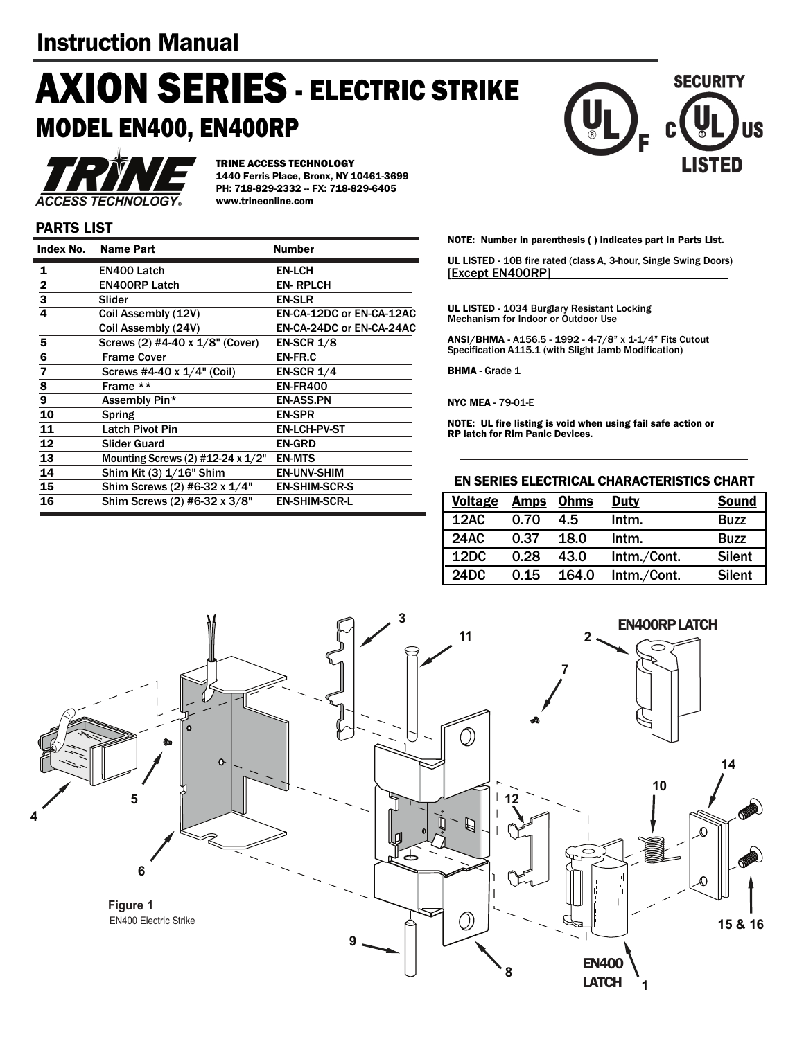# Instruction Manual

# AXION SERIES - ELECTRIC STRIKE

## MODEL EN400, EN400RP

**TRINE ACCESS TECHNOLOGY**
1440 Ferris Place, Bronx, NY 10461-3699
PH: 718-829-2332 – FX: 718-829-6405
www.trineonline.com

SECURITY C UL US LISTED

### PARTS LIST

| Index No. | Name Part | Number |
|---|---|---|
| 1 | EN400 Latch | EN-LCH |
| 2 | EN400RP Latch | EN- RPLCH |
| 3 | Slider | EN-SLR |
| 4 | Coil Assembly (12V) | EN-CA-12DC or EN-CA-12AC |
| | Coil Assembly (24V) | EN-CA-24DC or EN-CA-24AC |
| 5 | Screws (2) #4-40 x 1/8" (Cover) | EN-SCR 1/8 |
| 6 | Frame Cover | EN-FR.C |
| 7 | Screws #4-40 x 1/4" (Coil) | EN-SCR 1/4 |
| 8 | Frame ** | EN-FR400 |
| 9 | Assembly Pin* | EN-ASS.PN |
| 10 | Spring | EN-SPR |
| 11 | Latch Pivot Pin | EN-LCH-PV-ST |
| 12 | Slider Guard | EN-GRD |
| 13 | Mounting Screws (2) #12-24 x 1/2" | EN-MTS |
| 14 | Shim Kit (3) 1/16" Shim | EN-UNV-SHIM |
| 15 | Shim Screws (2) #6-32 x 1/4" | EN-SHIM-SCR-S |
| 16 | Shim Screws (2) #6-32 x 3/8" | EN-SHIM-SCR-L |

**NOTE: Number in parenthesis ( ) indicates part in Parts List.**

**UL LISTED** - 10B fire rated (class A, 3-hour, Single Swing Doors) [Except EN400RP]

**UL LISTED** - 1034 Burglary Resistant Locking Mechanism for Indoor or Outdoor Use

**ANSI/BHMA** - A156.5 - 1992 - 4-7/8" x 1-1/4" Fits Cutout Specification A115.1 (with Slight Jamb Modification)

**BHMA** - Grade 1

**NYC MEA** - 79-01-E

**NOTE: UL fire listing is void when using fail safe action or RP latch for Rim Panic Devices.**

### EN SERIES ELECTRICAL CHARACTERISTICS CHART

| Voltage | Amps | Ohms | Duty | Sound |
|---|---|---|---|---|
| 12AC | 0.70 | 4.5 | Intm. | Buzz |
| 24AC | 0.37 | 18.0 | Intm. | Buzz |
| 12DC | 0.28 | 43.0 | Intm./Cont. | Silent |
| 24DC | 0.15 | 164.0 | Intm./Cont. | Silent |

EN400RP LATCH

EN400 LATCH

**Figure 1**
EN400 Electric Strike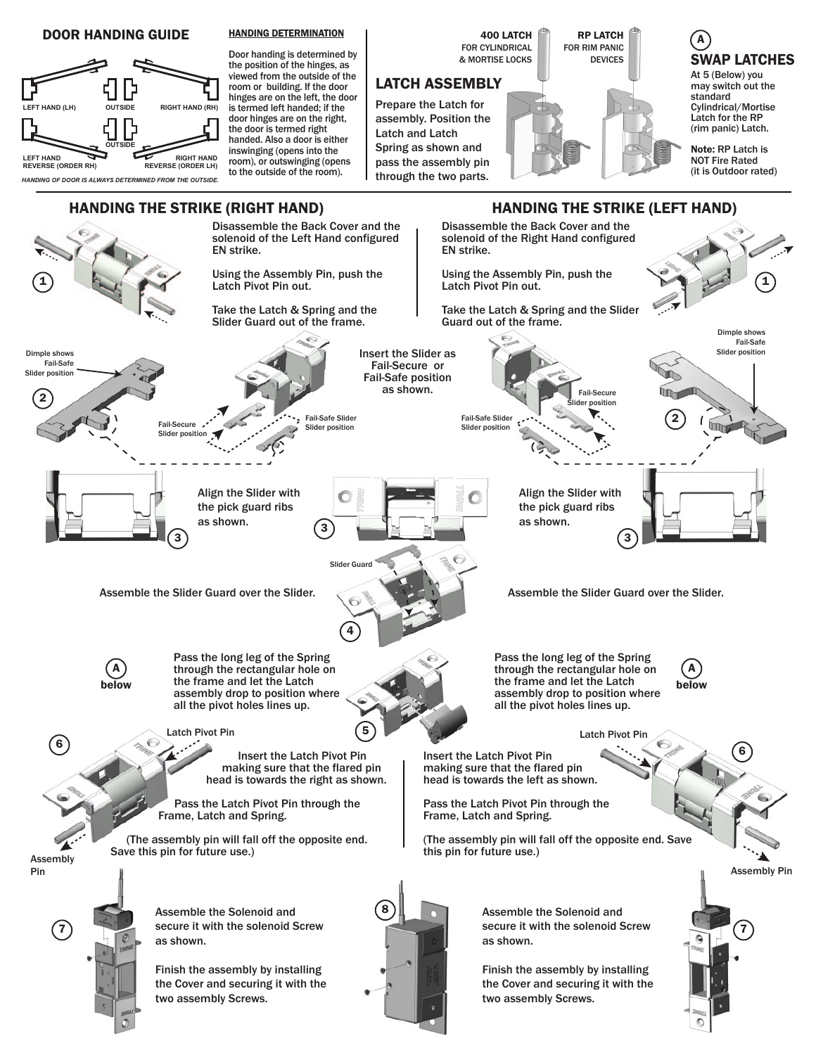## DOOR HANDING GUIDE

LEFT HAND (LH) — OUTSIDE — RIGHT HAND (RH)

LEFT HAND REVERSE (ORDER RH) — OUTSIDE — RIGHT HAND REVERSE (ORDER LH)

*HANDING OF DOOR IS ALWAYS DETERMINED FROM THE OUTSIDE.*

**HANDING DETERMINATION**

Door handing is determined by the position of the hinges, as viewed from the outside of the room or building. If the door hinges are on the left, the door is termed left handed; if the door hinges are on the right, the door is termed right handed. Also a door is either inswinging (opens into the room), or outswinging (opens to the outside of the room).

## LATCH ASSEMBLY

**400 LATCH** FOR CYLINDRICAL & MORTISE LOCKS

**RP LATCH** FOR RIM PANIC DEVICES

Prepare the Latch for assembly. Position the Latch and Latch Spring as shown and pass the assembly pin through the two parts.

## A SWAP LATCHES

At 5 (Below) you may switch out the standard Cylindrical/Mortise Latch for the RP (rim panic) Latch.

**Note:** RP Latch is NOT Fire Rated (it is Outdoor rated)

## HANDING THE STRIKE (RIGHT HAND)

**1** Disassemble the Back Cover and the solenoid of the Left Hand configured EN strike.

Using the Assembly Pin, push the Latch Pivot Pin out.

Take the Latch & Spring and the Slider Guard out of the frame.

**2** Insert the Slider as Fail-Secure or Fail-Safe position as shown.

Dimple shows Fail-Safe Slider position

Fail-Secure Slider position

Fail-Safe Slider Slider position

**3** Align the Slider with the pick guard ribs as shown.

**4** Assemble the Slider Guard over the Slider.

Slider Guard

**5** (A below) Pass the long leg of the Spring through the rectangular hole on the frame and let the Latch assembly drop to position where all the pivot holes lines up.

**6** Insert the Latch Pivot Pin making sure that the flared pin head is towards the right as shown.

Pass the Latch Pivot Pin through the Frame, Latch and Spring.

(The assembly pin will fall off the opposite end. Save this pin for future use.)

Latch Pivot Pin

Assembly Pin

**7** Assemble the Solenoid and secure it with the solenoid Screw as shown.

**8** Finish the assembly by installing the Cover and securing it with the two assembly Screws.

## HANDING THE STRIKE (LEFT HAND)

**1** Disassemble the Back Cover and the solenoid of the Right Hand configured EN strike.

Using the Assembly Pin, push the Latch Pivot Pin out.

Take the Latch & Spring and the Slider Guard out of the frame.

**2** Insert the Slider as Fail-Secure or Fail-Safe position as shown.

Dimple shows Fail-Safe Slider position

Fail-Secure Slider position

Fail-Safe Slider Slider position

**3** Align the Slider with the pick guard ribs as shown.

**4** Assemble the Slider Guard over the Slider.

**5** (A below) Pass the long leg of the Spring through the rectangular hole on the frame and let the Latch assembly drop to position where all the pivot holes lines up.

**6** Insert the Latch Pivot Pin making sure that the flared pin head is towards the left as shown.

Pass the Latch Pivot Pin through the Frame, Latch and Spring.

(The assembly pin will fall off the opposite end. Save this pin for future use.)

Latch Pivot Pin

Assembly Pin

**7** Assemble the Solenoid and secure it with the solenoid Screw as shown.

**8** Finish the assembly by installing the Cover and securing it with the two assembly Screws.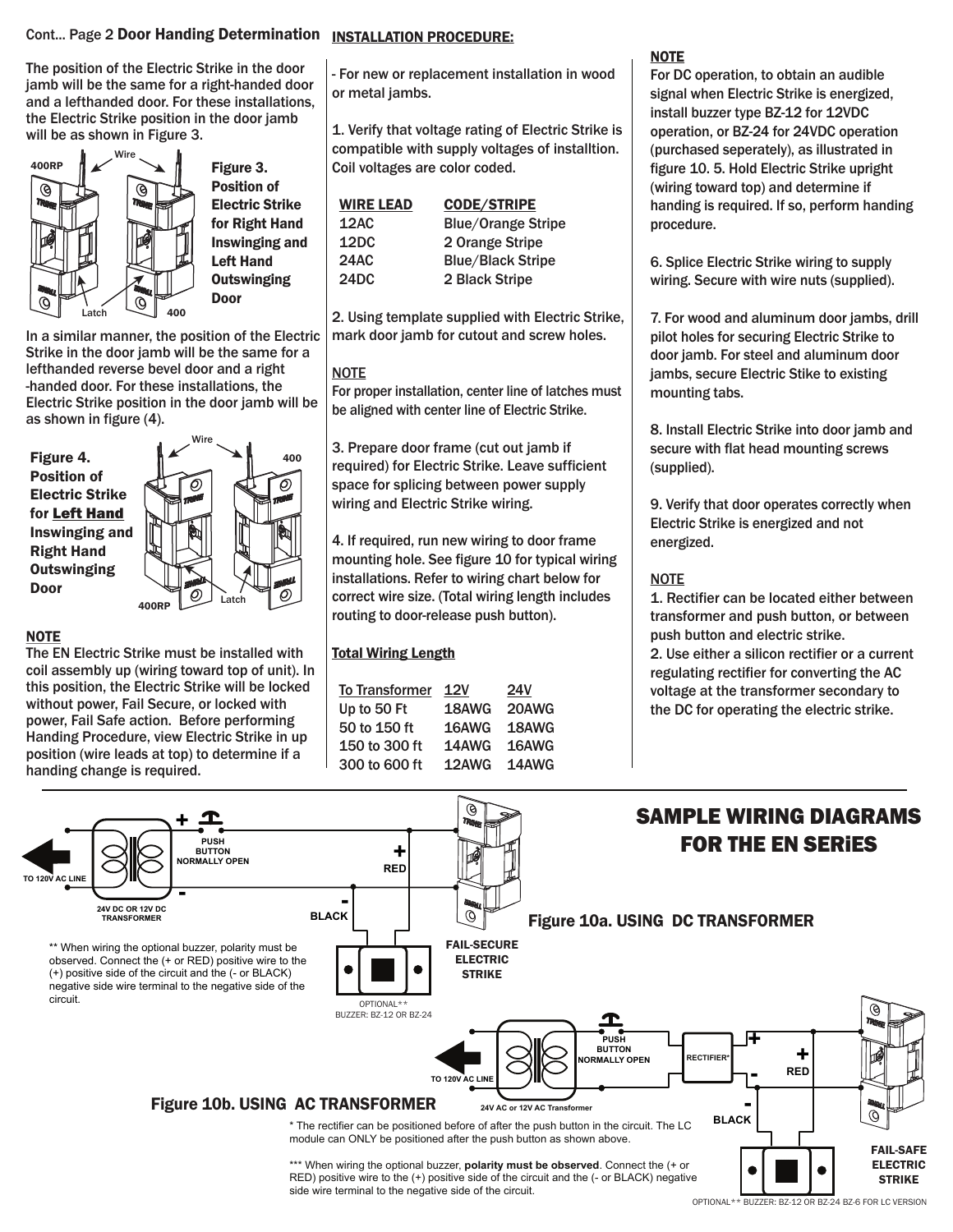Cont... Page 2 **Door Handing Determination**

The position of the Electric Strike in the door jamb will be the same for a right-handed door and a lefthanded door. For these installations, the Electric Strike position in the door jamb will be as shown in Figure 3.

400RP Wire Latch 400

**Figure 3. Position of Electric Strike for Right Hand Inswinging and Left Hand Outswinging Door**

In a similar manner, the position of the Electric Strike in the door jamb will be the same for a lefthanded reverse bevel door and a right -handed door. For these installations, the Electric Strike position in the door jamb will be as shown in figure (4).

Wire 400 400RP Latch

**Figure 4. Position of Electric Strike for Left Hand Inswinging and Right Hand Outswinging Door**

**NOTE**

The EN Electric Strike must be installed with coil assembly up (wiring toward top of unit). In this position, the Electric Strike will be locked without power, Fail Secure, or locked with power, Fail Safe action. Before performing Handing Procedure, view Electric Strike in up position (wire leads at top) to determine if a handing change is required.

**INSTALLATION PROCEDURE:**

- For new or replacement installation in wood or metal jambs.

1. Verify that voltage rating of Electric Strike is compatible with supply voltages of installtion. Coil voltages are color coded.

| WIRE LEAD | CODE/STRIPE |
| --- | --- |
| 12AC | Blue/Orange Stripe |
| 12DC | 2 Orange Stripe |
| 24AC | Blue/Black Stripe |
| 24DC | 2 Black Stripe |

2. Using template supplied with Electric Strike, mark door jamb for cutout and screw holes.

**NOTE**

For proper installation, center line of latches must be aligned with center line of Electric Strike.

3. Prepare door frame (cut out jamb if required) for Electric Strike. Leave sufficient space for splicing between power supply wiring and Electric Strike wiring.

4. If required, run new wiring to door frame mounting hole. See figure 10 for typical wiring installations. Refer to wiring chart below for correct wire size. (Total wiring length includes routing to door-release push button).

**Total Wiring Length**

| To Transformer | 12V | 24V |
| --- | --- | --- |
| Up to 50 Ft | 18AWG | 20AWG |
| 50 to 150 ft | 16AWG | 18AWG |
| 150 to 300 ft | 14AWG | 16AWG |
| 300 to 600 ft | 12AWG | 14AWG |

**NOTE**

For DC operation, to obtain an audible signal when Electric Strike is energized, install buzzer type BZ-12 for 12VDC operation, or BZ-24 for 24VDC operation (purchased seperately), as illustrated in figure 10. 5. Hold Electric Strike upright (wiring toward top) and determine if handing is required. If so, perform handing procedure.

6. Splice Electric Strike wiring to supply wiring. Secure with wire nuts (supplied).

7. For wood and aluminum door jambs, drill pilot holes for securing Electric Strike to door jamb. For steel and aluminum door jambs, secure Electric Stike to existing mounting tabs.

8. Install Electric Strike into door jamb and secure with flat head mounting screws (supplied).

9. Verify that door operates correctly when Electric Strike is energized and not energized.

**NOTE**

1. Rectifier can be located either between transformer and push button, or between push button and electric strike.
2. Use either a silicon rectifier or a current regulating rectifier for converting the AC voltage at the transformer secondary to the DC for operating the electric strike.

## SAMPLE WIRING DIAGRAMS FOR THE EN SERiES

TO 120V AC LINE · 24V DC OR 12V DC TRANSFORMER · PUSH BUTTON NORMALLY OPEN · + RED · - BLACK · FAIL-SECURE ELECTRIC STRIKE · OPTIONAL** BUZZER: BZ-12 OR BZ-24

**Figure 10a. USING DC TRANSFORMER**

** When wiring the optional buzzer, polarity must be observed. Connect the (+ or RED) positive wire to the (+) positive side of the circuit and the (- or BLACK) negative side wire terminal to the negative side of the circuit.

TO 120V AC LINE · 24V AC or 12V AC Transformer · PUSH BUTTON NORMALLY OPEN · RECTIFIER* · + RED · - BLACK · FAIL-SAFE ELECTRIC STRIKE

**Figure 10b. USING AC TRANSFORMER**

* The rectifier can be positioned before of after the push button in the circuit. The LC module can ONLY be positioned after the push button as shown above.

*** When wiring the optional buzzer, **polarity must be observed**. Connect the (+ or RED) positive wire to the (+) positive side of the circuit and the (- or BLACK) negative side wire terminal to the negative side of the circuit.

OPTIONAL** BUZZER: BZ-12 OR BZ-24 BZ-6 FOR LC VERSION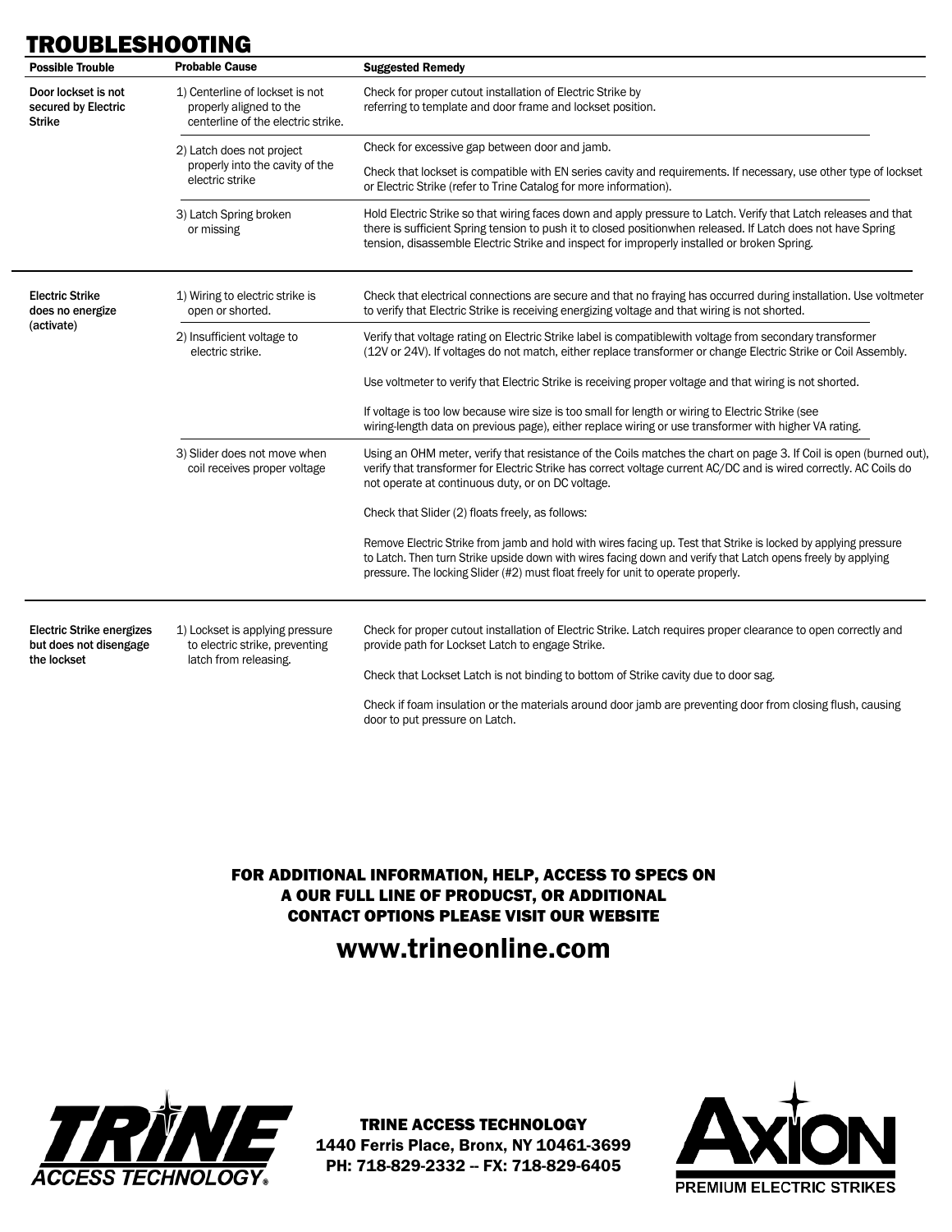## TROUBLESHOOTING

| Possible Trouble | Probable Cause | Suggested Remedy |
|---|---|---|
| Door lockset is not secured by Electric Strike | 1) Centerline of lockset is not properly aligned to the centerline of the electric strike. | Check for proper cutout installation of Electric Strike by referring to template and door frame and lockset position. |
| | 2) Latch does not project properly into the cavity of the electric strike | Check for excessive gap between door and jamb.<br><br>Check that lockset is compatible with EN series cavity and requirements. If necessary, use other type of lockset or Electric Strike (refer to Trine Catalog for more information). |
| | 3) Latch Spring broken or missing | Hold Electric Strike so that wiring faces down and apply pressure to Latch. Verify that Latch releases and that there is sufficient Spring tension to push it to closed positionwhen released. If Latch does not have Spring tension, disassemble Electric Strike and inspect for improperly installed or broken Spring. |
| Electric Strike does no energize (activate) | 1) Wiring to electric strike is open or shorted. | Check that electrical connections are secure and that no fraying has occurred during installation. Use voltmeter to verify that Electric Strike is receiving energizing voltage and that wiring is not shorted. |
| | 2) Insufficient voltage to electric strike. | Verify that voltage rating on Electric Strike label is compatiblewith voltage from secondary transformer (12V or 24V). If voltages do not match, either replace transformer or change Electric Strike or Coil Assembly.<br><br>Use voltmeter to verify that Electric Strike is receiving proper voltage and that wiring is not shorted.<br><br>If voltage is too low because wire size is too small for length or wiring to Electric Strike (see wiring-length data on previous page), either replace wiring or use transformer with higher VA rating. |
| | 3) Slider does not move when coil receives proper voltage | Using an OHM meter, verify that resistance of the Coils matches the chart on page 3. If Coil is open (burned out), verify that transformer for Electric Strike has correct voltage current AC/DC and is wired correctly. AC Coils do not operate at continuous duty, or on DC voltage.<br><br>Check that Slider (2) floats freely, as follows:<br><br>Remove Electric Strike from jamb and hold with wires facing up. Test that Strike is locked by applying pressure to Latch. Then turn Strike upside down with wires facing down and verify that Latch opens freely by applying pressure. The locking Slider (#2) must float freely for unit to operate properly. |
| Electric Strike energizes but does not disengage the lockset | 1) Lockset is applying pressure to electric strike, preventing latch from releasing. | Check for proper cutout installation of Electric Strike. Latch requires proper clearance to open correctly and provide path for Lockset Latch to engage Strike.<br><br>Check that Lockset Latch is not binding to bottom of Strike cavity due to door sag.<br><br>Check if foam insulation or the materials around door jamb are preventing door from closing flush, causing door to put pressure on Latch. |

**FOR ADDITIONAL INFORMATION, HELP, ACCESS TO SPECS ON A OUR FULL LINE OF PRODUCST, OR ADDITIONAL CONTACT OPTIONS PLEASE VISIT OUR WEBSITE**

## www.trineonline.com

TRINE ACCESS TECHNOLOGY

**TRINE ACCESS TECHNOLOGY**
**1440 Ferris Place, Bronx, NY 10461-3699**
**PH: 718-829-2332 -- FX: 718-829-6405**

AXION
PREMIUM ELECTRIC STRIKES